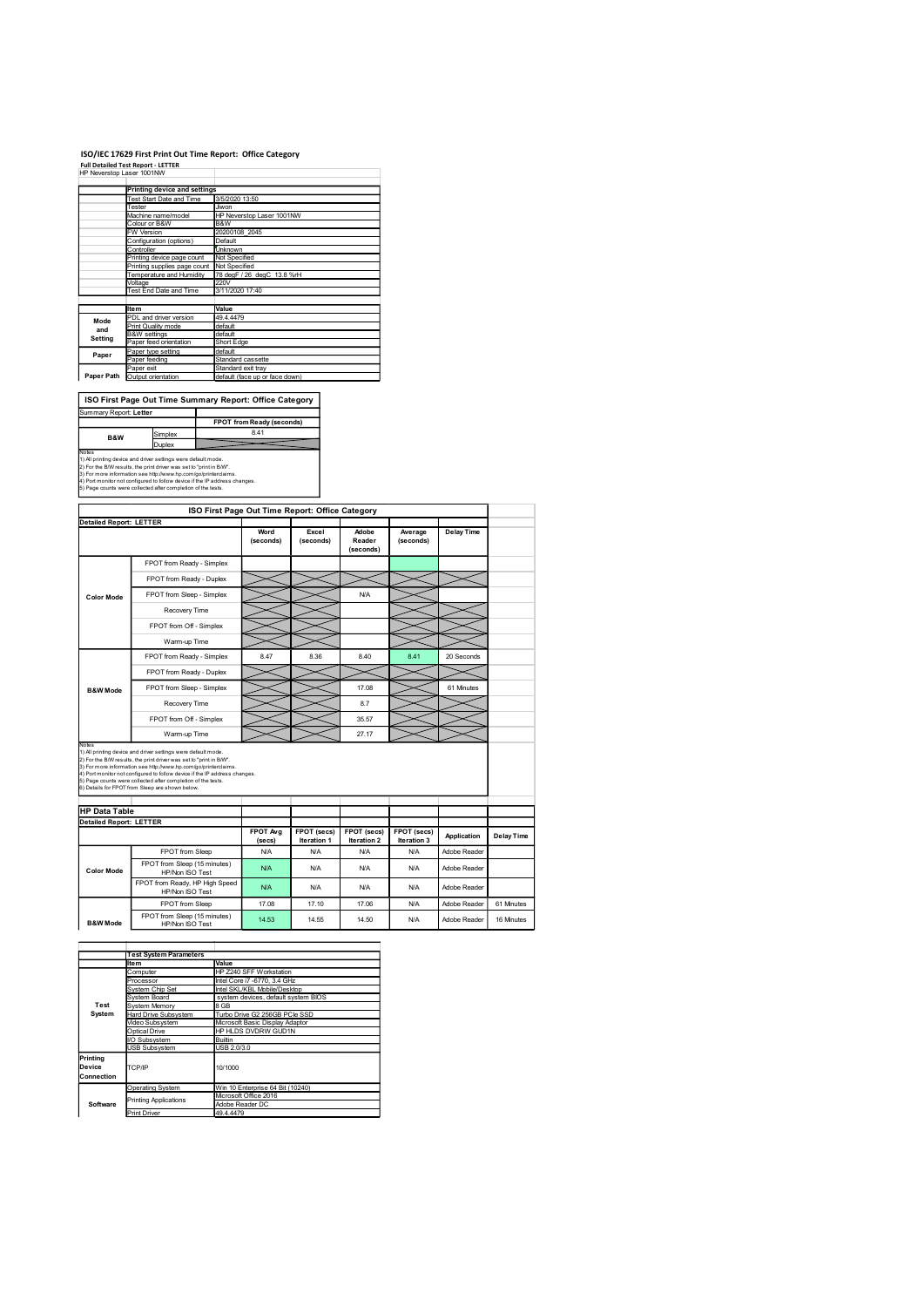# ISO/IEC 17629 First Print Out Time Report: Office Category

**Full Detailed Test Report - LETTER**

HP Neverstop Laser 1001NW

| | Printing device and settings | |
|---|---|---|
| | Test Start Date and Time | 3/5/2020 13:50 |
| | Tester | Jiwon |
| | Machine name/model | HP Neverstop Laser 1001NW |
| | Colour or B&W | B&W |
| | FW Version | 20200108_2045 |
| | Configuration (options) | Default |
| | Controller | Unknown |
| | Printing device page count | Not Specified |
| | Printing supplies page count | Not Specified |
| | Temperature and Humidity | 78 degF / 26 degC 13.8 %rH |
| | Voltage | 220V |
| | Test End Date and Time | 3/11/2020 17:40 |
| | **Item** | **Value** |
| Mode and Setting | PDL and driver version | 49.4.4479 |
| | Print Quality mode | default |
| | B&W settings | default |
| | Paper feed orientation | Short Edge |
| Paper | Paper type setting | default |
| | Paper feeding | Standard cassette |
| | Paper exit | Standard exit tray |
| Paper Path | Output orientation | default (face up or face down) |

## ISO First Page Out Time Summary Report: Office Category

Summary Report: **Letter**

| | | FPOT from Ready (seconds) |
|---|---|---|
| B&W | Simplex | 8.41 |
| | Duplex | |

Notes
1) All printing device and driver settings were default mode.
2) For the B/W results, the print driver was set to "print in B/W".
3) For more information see http://www.hp.com/go/printerclaims.
4) Port monitor not configured to follow device if the IP address changes.
5) Page counts were collected after completion of the tests.

## ISO First Page Out Time Report: Office Category

**Detailed Report: LETTER**

| | | Word (seconds) | Excel (seconds) | Adobe Reader (seconds) | Average (seconds) | Delay Time |
|---|---|---|---|---|---|---|
| Color Mode | FPOT from Ready - Simplex | | | | | |
| | FPOT from Ready - Duplex | | | | | |
| | FPOT from Sleep - Simplex | | | N/A | | |
| | Recovery Time | | | | | |
| | FPOT from Off - Simplex | | | | | |
| | Warm-up Time | | | | | |
| B&W Mode | FPOT from Ready - Simplex | 8.47 | 8.36 | 8.40 | 8.41 | 20 Seconds |
| | FPOT from Ready - Duplex | | | | | |
| | FPOT from Sleep - Simplex | | | 17.08 | | 61 Minutes |
| | Recovery Time | | | 8.7 | | |
| | FPOT from Off - Simplex | | | 35.57 | | |
| | Warm-up Time | | | 27.17 | | |

Notes
1) All printing device and driver settings were default mode.
2) For the B/W results, the print driver was set to "print in B/W".
3) For more information see http://www.hp.com/go/printerclaims.
4) Port monitor not configured to follow device if the IP address changes.
5) Page counts were collected after completion of the tests.
6) Details for FPOT from Sleep are shown below.

## HP Data Table

**Detailed Report: LETTER**

| | | FPOT Avg (secs) | FPOT (secs) Iteration 1 | FPOT (secs) Iteration 2 | FPOT (secs) Iteration 3 | Application | Delay Time |
|---|---|---|---|---|---|---|---|
| Color Mode | FPOT from Sleep | N/A | N/A | N/A | N/A | Adobe Reader | |
| | FPOT from Sleep (15 minutes) HP/Non ISO Test | N/A | N/A | N/A | N/A | Adobe Reader | |
| | FPOT from Ready, HP High Speed HP/Non ISO Test | N/A | N/A | N/A | N/A | Adobe Reader | |
| B&W Mode | FPOT from Sleep | 17.08 | 17.10 | 17.06 | N/A | Adobe Reader | 61 Minutes |
| | FPOT from Sleep (15 minutes) HP/Non ISO Test | 14.53 | 14.55 | 14.50 | N/A | Adobe Reader | 16 Minutes |

| | Test System Parameters | |
|---|---|---|
| | **Item** | **Value** |
| Test System | Computer | HP Z240 SFF Workstation |
| | Processor | Intel Core i7 -6770, 3.4 GHz |
| | System Chip Set | Intel SKL/KBL Mobile/Desktop |
| | System Board | system devices, default system BIOS |
| | System Memory | 8 GB |
| | Hard Drive Subsystem | Turbo Drive G2 256GB PCIe SSD |
| | Video Subsystem | Microsoft Basic Display Adaptor |
| | Optical Drive | HP HLDS DVDRW GUD1N |
| | I/O Subsystem | Builtin |
| | USB Subsystem | USB 2.0/3.0 |
| Printing Device Connection | TCP/IP | 10/1000 |
| Software | Operating System | Win 10 Enterprise 64 Bit (10240) |
| | Printing Applications | Microsoft Office 2016 |
| | | Adobe Reader DC |
| | Print Driver | 49.4.4479 |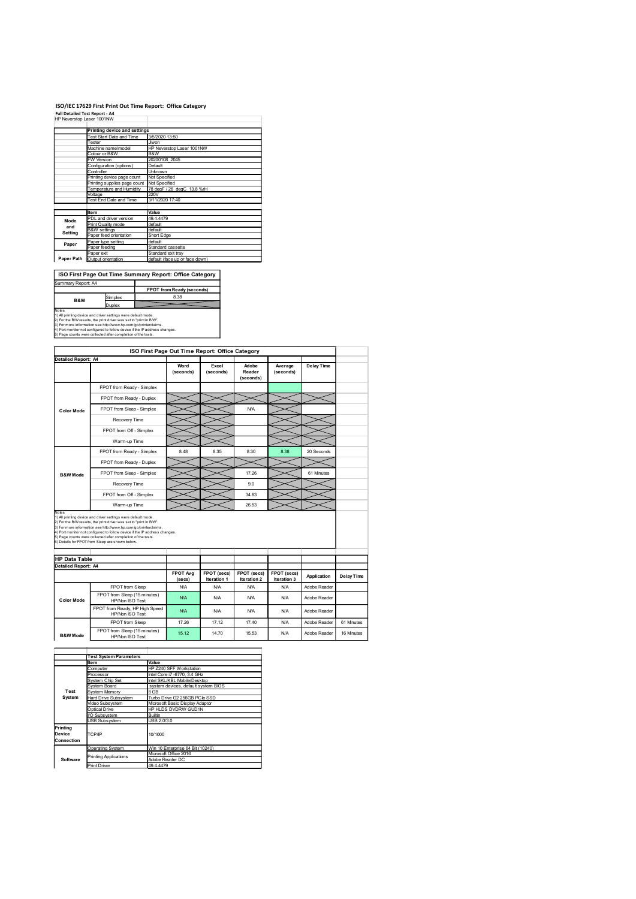# ISO/IEC 17629 First Print Out Time Report: Office Category

**Full Detailed Test Report - A4**

HP Neverstop Laser 1001NW

| | Printing device and settings | |
|---|---|---|
| | Test Start Date and Time | 3/5/2020 13:50 |
| | Tester | Jiwon |
| | Machine name/model | HP Neverstop Laser 1001NW |
| | Colour or B&W | B&W |
| | FW Version | 20200108_2045 |
| | Configuration (options) | Default |
| | Controller | Unknown |
| | Printing device page count | Not Specified |
| | Printing supplies page count | Not Specified |
| | Temperature and Humidity | 78 degF / 26 degC 13.8 %rH |
| | Voltage | 220V |
| | Test End Date and Time | 3/11/2020 17:40 |

| | Item | Value |
|---|---|---|
| Mode and Setting | PDL and driver version | 49.4.4479 |
| | Print Quality mode | default |
| | B&W settings | default |
| | Paper feed orientation | Short Edge |
| Paper | Paper type setting | default |
| | Paper feeding | Standard cassette |
| | Paper exit | Standard exit tray |
| Paper Path | Output orientation | default (face up or face down) |

## ISO First Page Out Time Summary Report: Office Category

| Summary Report: A4 | | |
|---|---|---|
| | | FPOT from Ready (seconds) |
| B&W | Simplex | 8.38 |
| | Duplex | |

Notes
1) All printing device and driver settings were default mode.
2) For the B/W results, the print driver was set to "print in B/W".
3) For more information see http://www.hp.com/go/printerclaims.
4) Port monitor not configured to follow device if the IP address changes.
5) Page counts were collected after completion of the tests.

## ISO First Page Out Time Report: Office Category

| Detailed Report: A4 | | Word (seconds) | Excel (seconds) | Adobe Reader (seconds) | Average (seconds) | Delay Time |
|---|---|---|---|---|---|---|
| Color Mode | FPOT from Ready - Simplex | | | | | |
| | FPOT from Ready - Duplex | | | | | |
| | FPOT from Sleep - Simplex | | | N/A | | |
| | Recovery Time | | | | | |
| | FPOT from Off - Simplex | | | | | |
| | Warm-up Time | | | | | |
| B&W Mode | FPOT from Ready - Simplex | 8.48 | 8.35 | 8.30 | 8.38 | 20 Seconds |
| | FPOT from Ready - Duplex | | | | | |
| | FPOT from Sleep - Simplex | | | 17.26 | | 61 Minutes |
| | Recovery Time | | | 9.0 | | |
| | FPOT from Off - Simplex | | | 34.83 | | |
| | Warm-up Time | | | 26.53 | | |

Notes
1) All printing device and driver settings were default mode.
2) For the B/W results, the print driver was set to "print in B/W".
3) For more information see http://www.hp.com/go/printerclaims.
4) Port monitor not configured to follow device if the IP address changes.
5) Page counts were collected after completion of the tests.
6) Details for FPOT from Sleep are shown below.

## HP Data Table

| Detailed Report: A4 | | FPOT Avg (secs) | FPOT (secs) Iteration 1 | FPOT (secs) Iteration 2 | FPOT (secs) Iteration 3 | Application | Delay Time |
|---|---|---|---|---|---|---|---|
| Color Mode | FPOT from Sleep | N/A | N/A | N/A | N/A | Adobe Reader | |
| | FPOT from Sleep (15 minutes) HP/Non ISO Test | N/A | N/A | N/A | N/A | Adobe Reader | |
| | FPOT from Ready, HP High Speed HP/Non ISO Test | N/A | N/A | N/A | N/A | Adobe Reader | |
| B&W Mode | FPOT from Sleep | 17.26 | 17.12 | 17.40 | N/A | Adobe Reader | 61 Minutes |
| | FPOT from Sleep (15 minutes) HP/Non ISO Test | 15.12 | 14.70 | 15.53 | N/A | Adobe Reader | 16 Minutes |

| | Test System Parameters | |
|---|---|---|
| | Item | Value |
| Test System | Computer | HP Z240 SFF Workstation |
| | Processor | Intel Core i7 -6770, 3.4 GHz |
| | System Chip Set | Intel SKL/KBL Mobile/Desktop |
| | System Board | system devices, default system BIOS |
| | System Memory | 8 GB |
| | Hard Drive Subsystem | Turbo Drive G2 256GB PCIe SSD |
| | Video Subsystem | Microsoft Basic Display Adaptor |
| | Optical Drive | HP HLDS DVDRW GUD1N |
| | I/O Subsystem | Builtin |
| | USB Subsystem | USB 2.0/3.0 |
| Printing Device Connection | TCP/IP | 10/1000 |
| Software | Operating System | Win 10 Enterprise 64 Bit (10240) |
| | Printing Applications | Microsoft Office 2016 |
| | | Adobe Reader DC |
| | Print Driver | 49.4.4479 |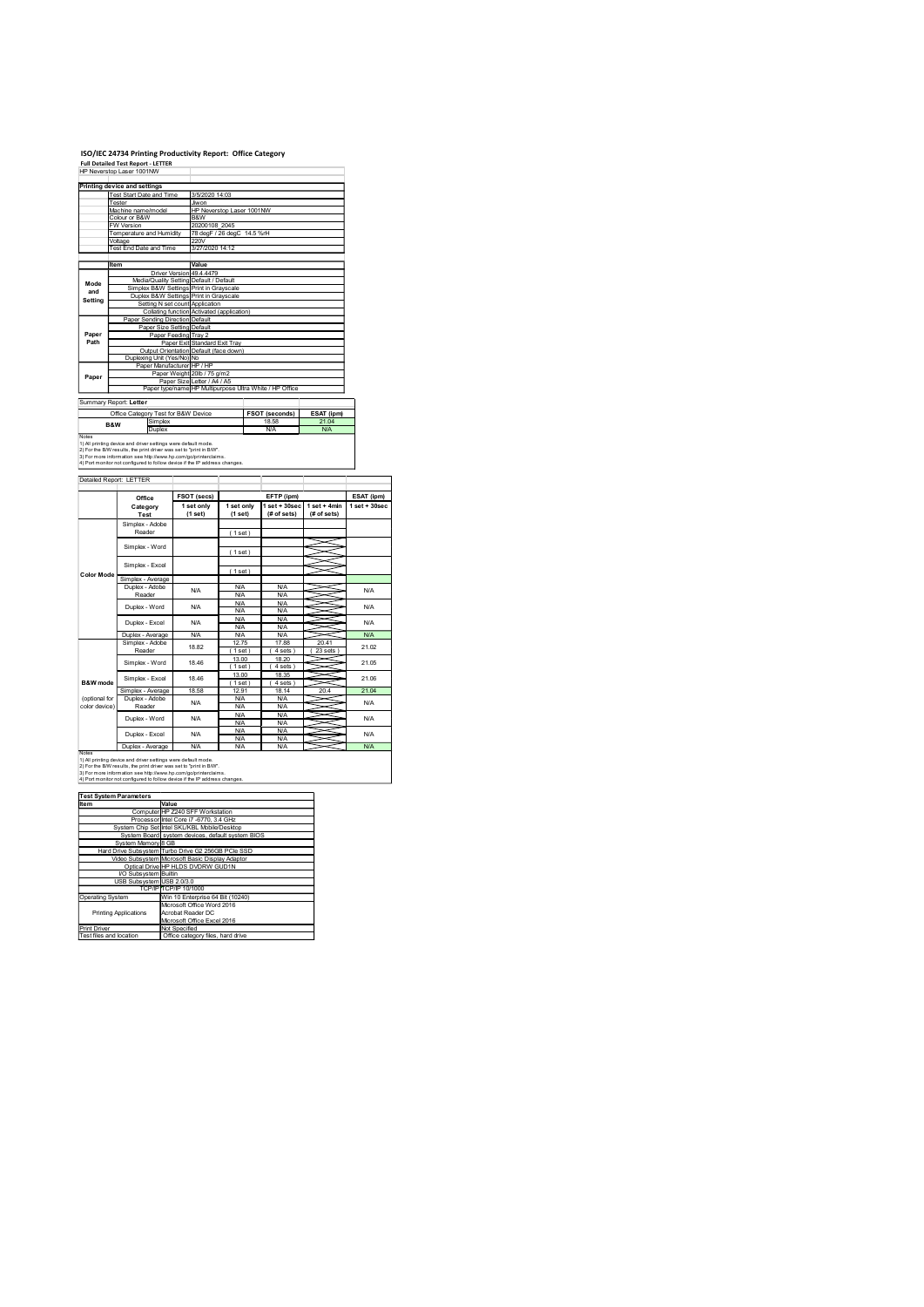# ISO/IEC 24734 Printing Productivity Report: Office Category

**Full Detailed Test Report - LETTER**

HP Neverstop Laser 1001NW

| Printing device and settings | |
|---|---|
| Test Start Date and Time | 3/5/2020 14:03 |
| Tester | Jiwon |
| Machine name/model | HP Neverstop Laser 1001NW |
| Colour or B&W | B&W |
| FW Version | 20200108_2045 |
| Temperature and Humidity | 78 degF / 26 degC 14.5 %rH |
| Voltage | 220V |
| Test End Date and Time | 3/27/2020 14:12 |

| | Item | Value |
|---|---|---|
| Mode and Setting | Driver Version | 49.4.4479 |
| | Media/Quality Setting | Default / Default |
| | Simplex B&W Settings | Print in Grayscale |
| | Duplex B&W Settings | Print in Grayscale |
| | Setting N set count | Application |
| | Collating function | Activated (application) |
| Paper Path | Paper Sending Direction | Default |
| | Paper Size Setting | Default |
| | Paper Feeding | Tray 2 |
| | Paper Exit | Standard Exit Tray |
| | Output Orientation | Default (face down) |
| | Duplexing Unit (Yes/No) | No |
| Paper | Paper Manufacturer | HP / HP |
| | Paper Weight | 20lb / 75 g/m2 |
| | Paper Size | Letter / A4 / A5 |
| | Paper typename | HP Multipurpose Ultra White / HP Office |

Summary Report: **Letter**

| Office Category Test for B&W Device | | FSOT (seconds) | ESAT (ipm) |
|---|---|---|---|
| B&W | Simplex | 18.58 | 21.04 |
| | Duplex | N/A | N/A |

Notes
1) All printing device and driver settings were default mode.
2) For the B/W results, the print driver was set to "print in B/W".
3) For more information see http://www.hp.com/go/printerclaims.
4) Port monitor not configured to follow device if the IP address changes.

Detailed Report: LETTER

| | Office Category Test | FSOT (secs) 1 set only (1 set) | EFTP (ipm) 1 set only (1 set) | EFTP (ipm) 1 set + 30sec (# of sets) | EFTP (ipm) 1 set + 4min (# of sets) | ESAT (ipm) 1 set + 30sec |
|---|---|---|---|---|---|---|
| Color Mode | Simplex - Adobe Reader | | ( 1 set ) | | | |
| | Simplex - Word | | ( 1 set ) | | | |
| | Simplex - Excel | | ( 1 set ) | | | |
| | Simplex - Average | | | | | |
| | Duplex - Adobe Reader | N/A | N/A N/A | N/A N/A | | N/A |
| | Duplex - Word | N/A | N/A N/A | N/A N/A | | N/A |
| | Duplex - Excel | N/A | N/A N/A | N/A N/A | | N/A |
| | Duplex - Average | N/A | N/A | N/A | | N/A |
| B&W mode (optional for color device) | Simplex - Adobe Reader | 18.82 | 12.75 ( 1 set ) | 17.88 ( 4 sets ) | 20.41 ( 23 sets ) | 21.02 |
| | Simplex - Word | 18.46 | 13.00 ( 1 set ) | 18.20 ( 4 sets ) | | 21.05 |
| | Simplex - Excel | 18.46 | 13.00 ( 1 set ) | 18.35 ( 4 sets ) | | 21.06 |
| | Simplex - Average | 18.58 | 12.91 | 18.14 | 20.4 | 21.04 |
| | Duplex - Adobe Reader | N/A | N/A N/A | N/A N/A | | N/A |
| | Duplex - Word | N/A | N/A N/A | N/A N/A | | N/A |
| | Duplex - Excel | N/A | N/A N/A | N/A N/A | | N/A |
| | Duplex - Average | N/A | N/A | N/A | | N/A |

Notes
1) All printing device and driver settings were default mode.
2) For the B/W results, the print driver was set to "print in B/W".
3) For more information see http://www.hp.com/go/printerclaims.
4) Port monitor not configured to follow device if the IP address changes.

| Test System Parameters | |
|---|---|
| **Item** | **Value** |
| Computer | HP Z240 SFF Workstation |
| Processor | Intel Core i7 -6770, 3.4 GHz |
| System Chip Set | Intel SKL/KBL Mobile/Desktop |
| System Board | system devices, default system BIOS |
| System Memory | 8 GB |
| Hard Drive Subsystem | Turbo Drive G2 256GB PCIe SSD |
| Video Subsystem | Microsoft Basic Display Adaptor |
| Optical Drive | HP HLDS DVDRW GUD1N |
| I/O Subsystem | Builtin |
| USB Subsystem | USB 2.0/3.0 |
| TCP/IP | TCP/IP 10/1000 |
| Operating System | Win 10 Enterprise 64 Bit (10240) |
| Printing Applications | Microsoft Office Word 2016<br>Acrobat Reader DC<br>Microsoft Office Excel 2016 |
| Print Driver | Not Specified |
| Test files and location | Office category files, hard drive |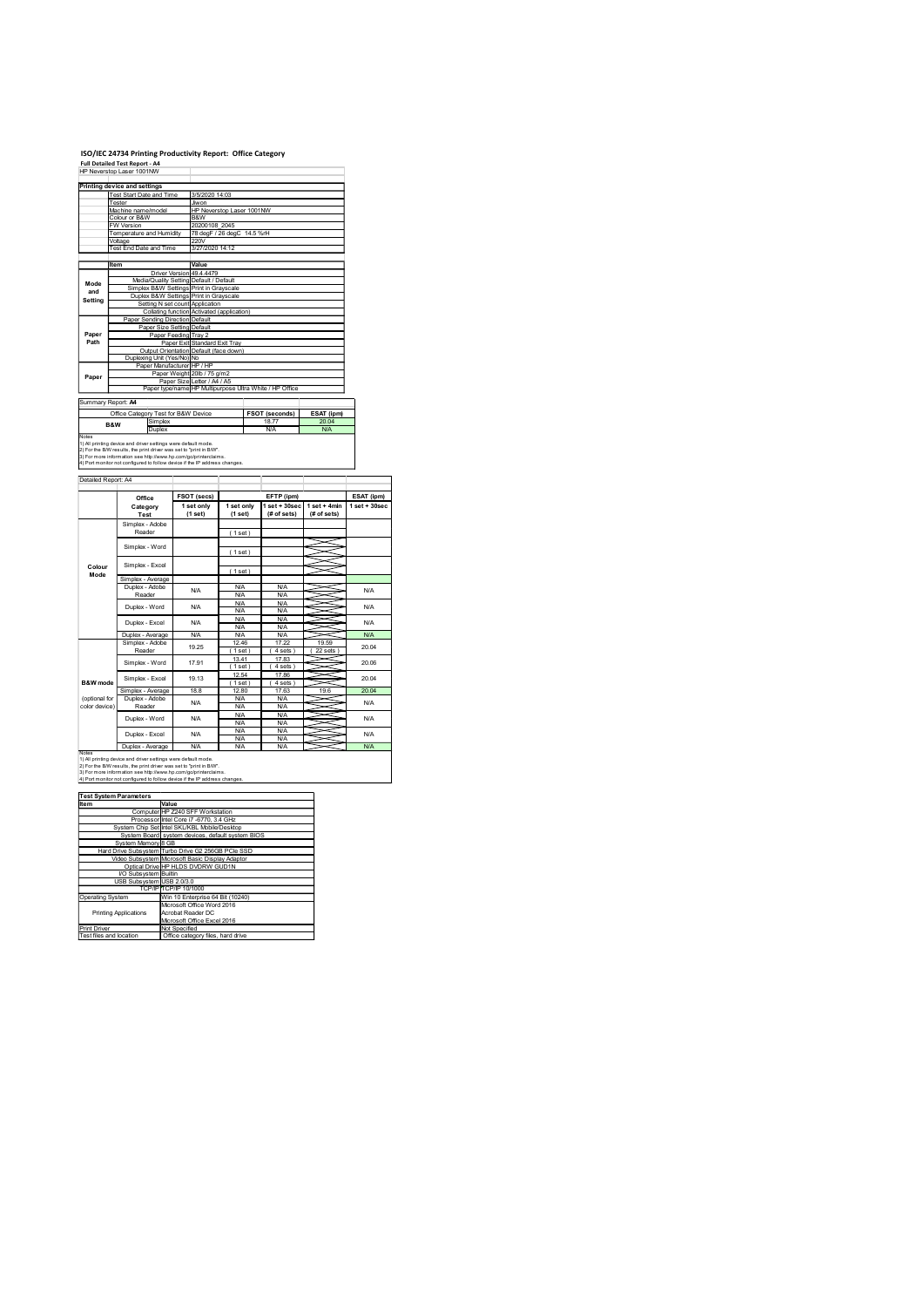# ISO/IEC 24734 Printing Productivity Report: Office Category

**Full Detailed Test Report - A4**

HP Neverstop Laser 1001NW

| Printing device and settings | |
|---|---|
| Test Start Date and Time | 3/5/2020 14:03 |
| Tester | Jiwon |
| Machine name/model | HP Neverstop Laser 1001NW |
| Colour or B&W | B&W |
| FW Version | 20200108_2045 |
| Temperature and Humidity | 78 degF / 26 degC 14.5 %rH |
| Voltage | 220V |
| Test End Date and Time | 3/27/2020 14:12 |

| | Item | Value |
|---|---|---|
| Mode and Setting | Driver Version | 49.4.4479 |
| | Media/Quality Setting | Default / Default |
| | Simplex B&W Settings | Print in Grayscale |
| | Duplex B&W Settings | Print in Grayscale |
| | Setting N set count | Application |
| | Collating function | Activated (application) |
| Paper Path | Paper Sending Direction | Default |
| | Paper Size Setting | Default |
| | Paper Feeding | Tray 2 |
| | Paper Exit | Standard Exit Tray |
| | Output Orientation | Default (face down) |
| | Duplexing Unit (Yes/No) | No |
| Paper | Paper Manufacturer | HP / HP |
| | Paper Weight | 20lb / 75 g/m2 |
| | Paper Size | Letter / A4 / A5 |
| | Paper type/name | HP Multipurpose Ultra White / HP Office |

Summary Report: **A4**

| Office Category Test for B&W Device | | FSOT (seconds) | ESAT (ipm) |
|---|---|---|---|
| B&W | Simplex | 18.77 | 20.04 |
| | Duplex | N/A | N/A |

Notes
1) All printing device and driver settings were default mode.
2) For the B/W results, the print driver was set to "print in B/W".
3) For more information see http://www.hp.com/go/printerclaims.
4) Port monitor not configured to follow device if the IP address changes.

Detailed Report: A4

| | Office Category Test | FSOT (secs) 1 set only (1 set) | EFTP (ipm) 1 set only (1 set) | EFTP (ipm) 1 set + 30sec (# of sets) | EFTP (ipm) 1 set + 4min (# of sets) | ESAT (ipm) 1 set + 30sec |
|---|---|---|---|---|---|---|
| Colour Mode | Simplex - Adobe Reader | | ( 1 set ) | | | |
| | Simplex - Word | | ( 1 set ) | | | |
| | Simplex - Excel | | ( 1 set ) | | | |
| | Simplex - Average | | | | | |
| | Duplex - Adobe Reader | N/A | N/A N/A | N/A N/A | | N/A |
| | Duplex - Word | N/A | N/A N/A | N/A N/A | | N/A |
| | Duplex - Excel | N/A | N/A N/A | N/A N/A | | N/A |
| | Duplex - Average | N/A | N/A | N/A | | N/A |
| B&W mode (optional for color device) | Simplex - Adobe Reader | 19.25 | 12.46 ( 1 set ) | 17.22 ( 4 sets ) | 19.59 ( 22 sets ) | 20.04 |
| | Simplex - Word | 17.91 | 13.41 ( 1 set ) | 17.83 ( 4 sets ) | | 20.06 |
| | Simplex - Excel | 19.13 | 12.54 ( 1 set ) | 17.86 ( 4 sets ) | | 20.04 |
| | Simplex - Average | 18.8 | 12.80 | 17.63 | 19.6 | 20.04 |
| | Duplex - Adobe Reader | N/A | N/A N/A | N/A N/A | | N/A |
| | Duplex - Word | N/A | N/A N/A | N/A N/A | | N/A |
| | Duplex - Excel | N/A | N/A N/A | N/A N/A | | N/A |
| | Duplex - Average | N/A | N/A | N/A | | N/A |

Notes
1) All printing device and driver settings were default mode.
2) For the B/W results, the print driver was set to "print in B/W".
3) For more information see http://www.hp.com/go/printerclaims.
4) Port monitor not configured to follow device if the IP address changes.

| Test System Parameters | |
|---|---|
| **Item** | **Value** |
| Computer | HP Z240 SFF Workstation |
| Processor | Intel Core i7 -6770, 3.4 GHz |
| System Chip Set | Intel SKL/KBL Mobile/Desktop |
| System Board | system devices, default system BIOS |
| System Memory | 8 GB |
| Hard Drive Subsystem | Turbo Drive G2 256GB PCIe SSD |
| Video Subsystem | Microsoft Basic Display Adaptor |
| Optical Drive | HP HLDS DVDRW GUD1N |
| I/O Subsystem | Builtin |
| USB Subsystem | USB 2.0/3.0 |
| TCP/IP | TCP/IP 10/1000 |
| Operating System | Win 10 Enterprise 64 Bit (10240) |
| Printing Applications | Microsoft Office Word 2016<br>Acrobat Reader DC<br>Microsoft Office Excel 2016 |
| Print Driver | Not Specified |
| Test files and location | Office category files, hard drive |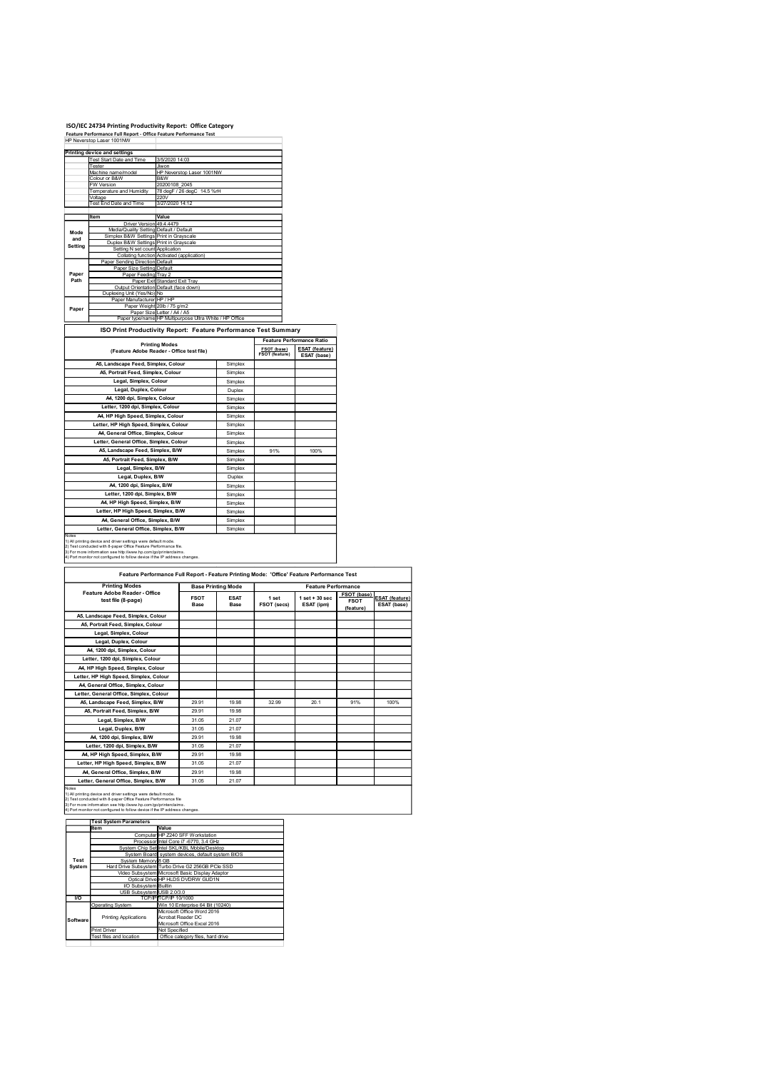# ISO/IEC 24734 Printing Productivity Report: Office Category

**Feature Performance Full Report - Office Feature Performance Test**

HP Neverstop Laser 1001NW

| Printing device and settings | |
|---|---|
| Test Start Date and Time | 3/5/2020 14:03 |
| Tester | Jiwon |
| Machine name/model | HP Neverstop Laser 1001NW |
| Colour or B&W | B&W |
| FW Version | 20200108_2045 |
| Temperature and Humidity | 78 degF / 26 degC 14.5 %rH |
| Voltage | 220V |
| Test End Date and Time | 3/27/2020 14:12 |

| | Item | Value |
|---|---|---|
| Mode and Setting | Driver Version | 49.4.4479 |
| | Media/Quality Setting | Default / Default |
| | Simplex B&W Settings | Print in Grayscale |
| | Duplex B&W Settings | Print in Grayscale |
| | Setting N set count | Application |
| | Collating function | Activated (application) |
| Paper Path | Paper Sending Direction | Default |
| | Paper Size Setting | Default |
| | Paper Feeding | Tray 2 |
| | Paper Exit | Standard Exit Tray |
| | Output Orientation | Default (face down) |
| | Duplexing Unit (Yes/No) | No |
| Paper | Paper Manufacturer | HP / HP |
| | Paper Weight | 20lb / 75 g/m2 |
| | Paper Size | Letter / A4 / A5 |
| | Paper type/name | HP Multipurpose Ultra White / HP Office |

## ISO Print Productivity Report: Feature Performance Test Summary

| Printing Modes (Feature Adobe Reader - Office test file) | | Feature Performance Ratio | |
|---|---|---|---|
| | | FSOT (base) / FSOT (feature) | ESAT (feature) / ESAT (base) |
| A5, Landscape Feed, Simplex, Colour | Simplex | | |
| A5, Portrait Feed, Simplex, Colour | Simplex | | |
| Legal, Simplex, Colour | Simplex | | |
| Legal, Duplex, Colour | Duplex | | |
| A4, 1200 dpi, Simplex, Colour | Simplex | | |
| Letter, 1200 dpi, Simplex, Colour | Simplex | | |
| A4, HP High Speed, Simplex, Colour | Simplex | | |
| Letter, HP High Speed, Simplex, Colour | Simplex | | |
| A4, General Office, Simplex, Colour | Simplex | | |
| Letter, General Office, Simplex, Colour | Simplex | | |
| A5, Landscape Feed, Simplex, B/W | Simplex | 91% | 100% |
| A5, Portrait Feed, Simplex, B/W | Simplex | | |
| Legal, Simplex, B/W | Simplex | | |
| Legal, Duplex, B/W | Duplex | | |
| A4, 1200 dpi, Simplex, B/W | Simplex | | |
| Letter, 1200 dpi, Simplex, B/W | Simplex | | |
| A4, HP High Speed, Simplex, B/W | Simplex | | |
| Letter, HP High Speed, Simplex, B/W | Simplex | | |
| A4, General Office, Simplex, B/W | Simplex | | |
| Letter, General Office, Simplex, B/W | Simplex | | |

Notes
1) All printing device and driver settings were default mode.
2) Test conducted with 8-paper Office Feature Performance file.
3) For more information see http://www.hp.com/go/printerclaims.
4) Port monitor not configured to follow device if the IP address changes.

## Feature Performance Full Report - Feature Printing Mode: 'Office' Feature Performance Test

| Printing Modes | Base Printing Mode | | Feature Performance | | | |
|---|---|---|---|---|---|---|
| Feature Adobe Reader - Office test file (8-page) | FSOT Base | ESAT Base | 1 set FSOT (secs) | 1 set + 30 sec ESAT (ipm) | FSOT (base) / FSOT (feature) | ESAT (feature) / ESAT (base) |
| A5, Landscape Feed, Simplex, Colour | | | | | | |
| A5, Portrait Feed, Simplex, Colour | | | | | | |
| Legal, Simplex, Colour | | | | | | |
| Legal, Duplex, Colour | | | | | | |
| A4, 1200 dpi, Simplex, Colour | | | | | | |
| Letter, 1200 dpi, Simplex, Colour | | | | | | |
| A4, HP High Speed, Simplex, Colour | | | | | | |
| Letter, HP High Speed, Simplex, Colour | | | | | | |
| A4, General Office, Simplex, Colour | | | | | | |
| Letter, General Office, Simplex, Colour | | | | | | |
| A5, Landscape Feed, Simplex, B/W | 29.91 | 19.98 | 32.99 | 20.1 | 91% | 100% |
| A5, Portrait Feed, Simplex, B/W | 29.91 | 19.98 | | | | |
| Legal, Simplex, B/W | 31.05 | 21.07 | | | | |
| Legal, Duplex, B/W | 31.05 | 21.07 | | | | |
| A4, 1200 dpi, Simplex, B/W | 29.91 | 19.98 | | | | |
| Letter, 1200 dpi, Simplex, B/W | 31.05 | 21.07 | | | | |
| A4, HP High Speed, Simplex, B/W | 29.91 | 19.98 | | | | |
| Letter, HP High Speed, Simplex, B/W | 31.05 | 21.07 | | | | |
| A4, General Office, Simplex, B/W | 29.91 | 19.98 | | | | |
| Letter, General Office, Simplex, B/W | 31.05 | 21.07 | | | | |

Notes
1) All printing device and driver settings were default mode.
2) Test conducted with 8-paper Office Feature Performance file
3) For more information see http://www.hp.com/go/printerclaims.
4) Port monitor not configured to follow device if the IP address changes.

| | Test System Parameters | |
|---|---|---|
| | Item | Value |
| Test System | Computer | HP Z240 SFF Workstation |
| | Processor | Intel Core i7 -6770, 3.4 GHz |
| | System Chip Set | Intel SKL/KBL Mobile/Desktop |
| | System Board | system devices, default system BIOS |
| | System Memory | 8 GB |
| | Hard Drive Subsystem | Turbo Drive G2 256GB PCIe SSD |
| | Video Subsystem | Microsoft Basic Display Adaptor |
| | Optical Drive | HP HLDS DVDRW GUD1N |
| | I/O Subsystem | Builtin |
| | USB Subsystem | USB 2.0/3.0 |
| I/O | TCP/IP | TCP/IP 10/1000 |
| Software | Operating System | Win 10 Enterprise 64 Bit (10240) |
| | Printing Applications | Microsoft Office Word 2016<br>Acrobat Reader DC<br>Microsoft Office Excel 2016 |
| | Print Driver | Not Specified |
| | Test files and location | Office category files, hard drive |